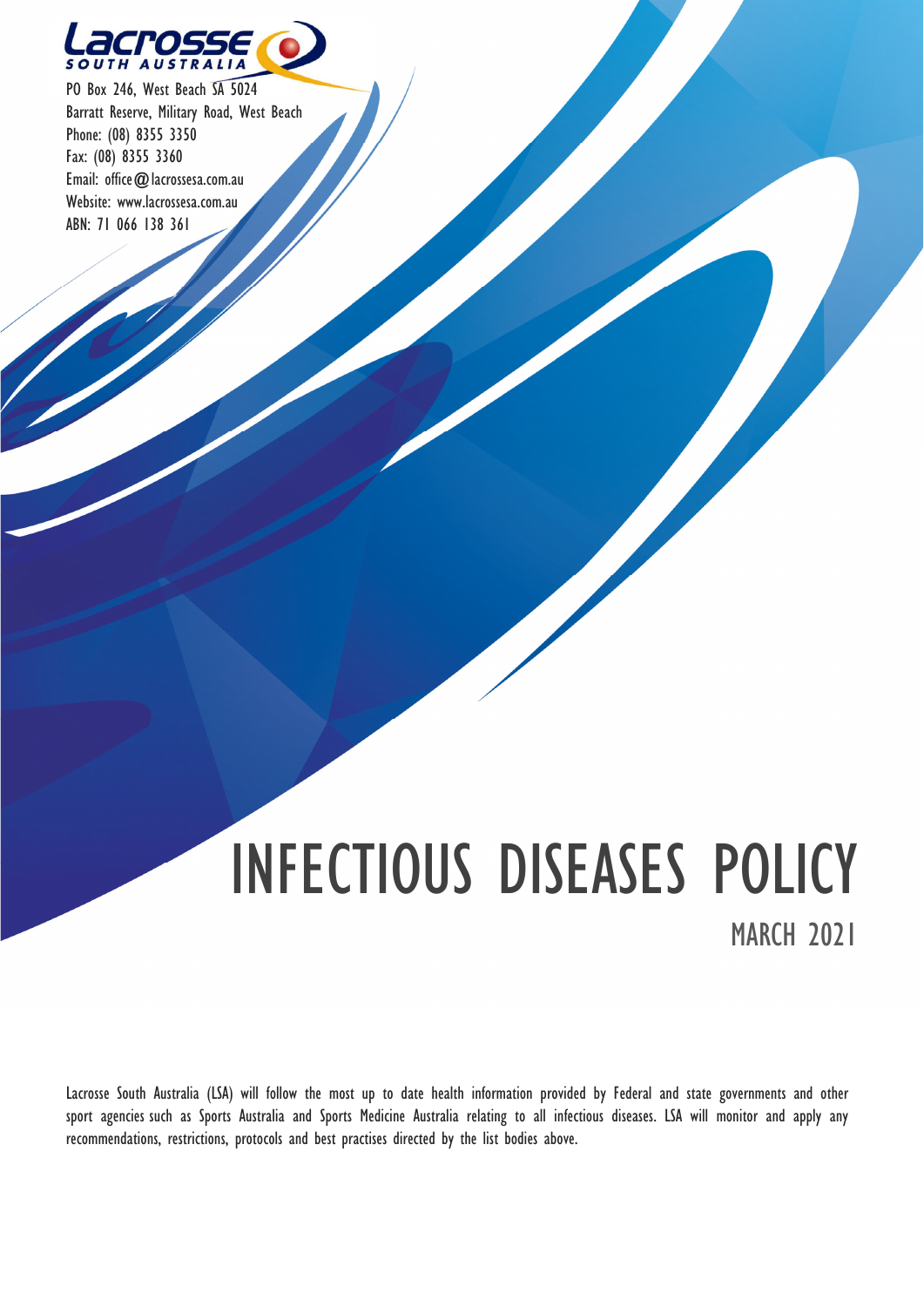Lacrosse SOUTH AUSTRALIA

PO Box 246, West Beach SA 5024
Barratt Reserve, Military Road, West Beach
Phone: (08) 8355 3350
Fax: (08) 8355 3360
Email: office@lacrossesa.com.au
Website: www.lacrossesa.com.au
ABN: 71 066 138 361

# INFECTIOUS DISEASES POLICY

MARCH 2021

Lacrosse South Australia (LSA) will follow the most up to date health information provided by Federal and state governments and other sport agencies such as Sports Australia and Sports Medicine Australia relating to all infectious diseases. LSA will monitor and apply any recommendations, restrictions, protocols and best practises directed by the list bodies above.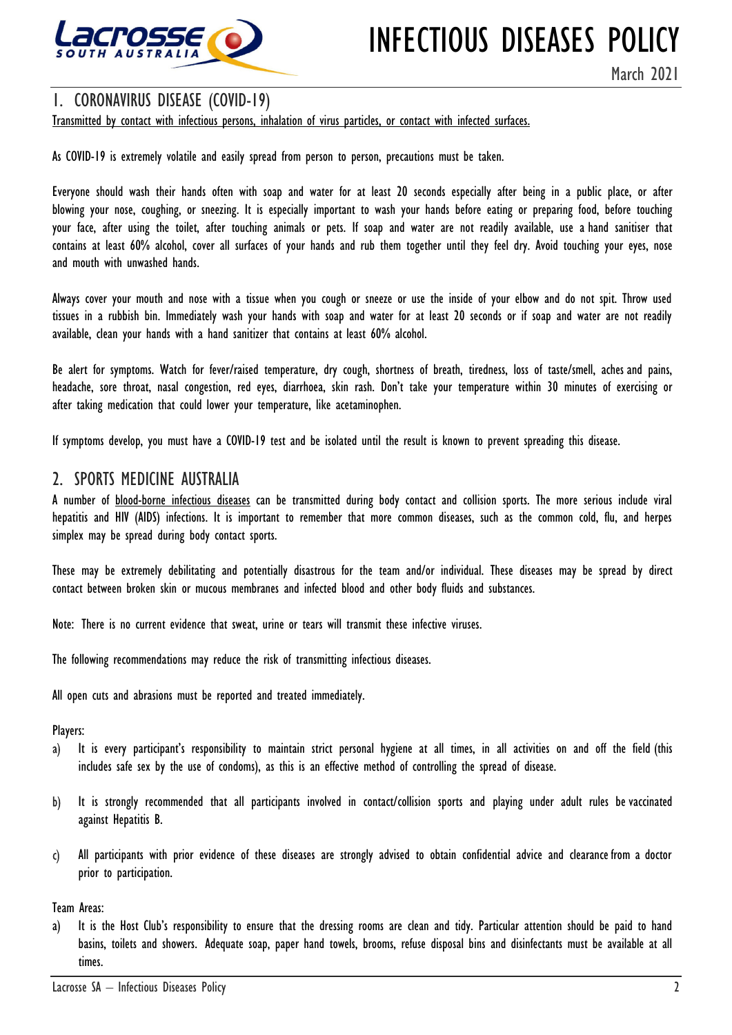# INFECTIOUS DISEASES POLICY

March 2021

## 1. CORONAVIRUS DISEASE (COVID-19)

Transmitted by contact with infectious persons, inhalation of virus particles, or contact with infected surfaces.

As COVID-19 is extremely volatile and easily spread from person to person, precautions must be taken.

Everyone should wash their hands often with soap and water for at least 20 seconds especially after being in a public place, or after blowing your nose, coughing, or sneezing. It is especially important to wash your hands before eating or preparing food, before touching your face, after using the toilet, after touching animals or pets. If soap and water are not readily available, use a hand sanitiser that contains at least 60% alcohol, cover all surfaces of your hands and rub them together until they feel dry. Avoid touching your eyes, nose and mouth with unwashed hands.

Always cover your mouth and nose with a tissue when you cough or sneeze or use the inside of your elbow and do not spit. Throw used tissues in a rubbish bin. Immediately wash your hands with soap and water for at least 20 seconds or if soap and water are not readily available, clean your hands with a hand sanitizer that contains at least 60% alcohol.

Be alert for symptoms. Watch for fever/raised temperature, dry cough, shortness of breath, tiredness, loss of taste/smell, aches and pains, headache, sore throat, nasal congestion, red eyes, diarrhoea, skin rash. Don't take your temperature within 30 minutes of exercising or after taking medication that could lower your temperature, like acetaminophen.

If symptoms develop, you must have a COVID-19 test and be isolated until the result is known to prevent spreading this disease.

## 2. SPORTS MEDICINE AUSTRALIA

A number of blood-borne infectious diseases can be transmitted during body contact and collision sports. The more serious include viral hepatitis and HIV (AIDS) infections. It is important to remember that more common diseases, such as the common cold, flu, and herpes simplex may be spread during body contact sports.

These may be extremely debilitating and potentially disastrous for the team and/or individual. These diseases may be spread by direct contact between broken skin or mucous membranes and infected blood and other body fluids and substances.

Note: There is no current evidence that sweat, urine or tears will transmit these infective viruses.

The following recommendations may reduce the risk of transmitting infectious diseases.

All open cuts and abrasions must be reported and treated immediately.

Players:

a) It is every participant's responsibility to maintain strict personal hygiene at all times, in all activities on and off the field (this includes safe sex by the use of condoms), as this is an effective method of controlling the spread of disease.

b) It is strongly recommended that all participants involved in contact/collision sports and playing under adult rules be vaccinated against Hepatitis B.

c) All participants with prior evidence of these diseases are strongly advised to obtain confidential advice and clearance from a doctor prior to participation.

Team Areas:

a) It is the Host Club's responsibility to ensure that the dressing rooms are clean and tidy. Particular attention should be paid to hand basins, toilets and showers. Adequate soap, paper hand towels, brooms, refuse disposal bins and disinfectants must be available at all times.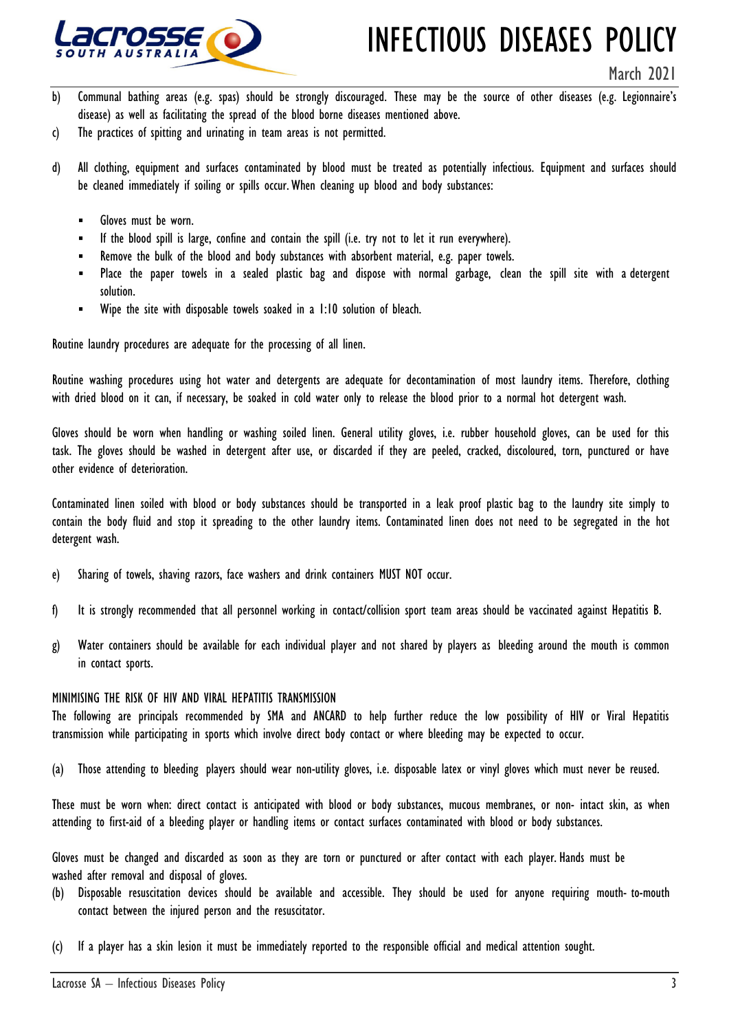b) Communal bathing areas (e.g. spas) should be strongly discouraged. These may be the source of other diseases (e.g. Legionnaire's disease) as well as facilitating the spread of the blood borne diseases mentioned above.

c) The practices of spitting and urinating in team areas is not permitted.

d) All clothing, equipment and surfaces contaminated by blood must be treated as potentially infectious. Equipment and surfaces should be cleaned immediately if soiling or spills occur. When cleaning up blood and body substances:

- Gloves must be worn.
- If the blood spill is large, confine and contain the spill (i.e. try not to let it run everywhere).
- Remove the bulk of the blood and body substances with absorbent material, e.g. paper towels.
- Place the paper towels in a sealed plastic bag and dispose with normal garbage, clean the spill site with a detergent solution.
- Wipe the site with disposable towels soaked in a 1:10 solution of bleach.

Routine laundry procedures are adequate for the processing of all linen.

Routine washing procedures using hot water and detergents are adequate for decontamination of most laundry items. Therefore, clothing with dried blood on it can, if necessary, be soaked in cold water only to release the blood prior to a normal hot detergent wash.

Gloves should be worn when handling or washing soiled linen. General utility gloves, i.e. rubber household gloves, can be used for this task. The gloves should be washed in detergent after use, or discarded if they are peeled, cracked, discoloured, torn, punctured or have other evidence of deterioration.

Contaminated linen soiled with blood or body substances should be transported in a leak proof plastic bag to the laundry site simply to contain the body fluid and stop it spreading to the other laundry items. Contaminated linen does not need to be segregated in the hot detergent wash.

e) Sharing of towels, shaving razors, face washers and drink containers MUST NOT occur.

f) It is strongly recommended that all personnel working in contact/collision sport team areas should be vaccinated against Hepatitis B.

g) Water containers should be available for each individual player and not shared by players as bleeding around the mouth is common in contact sports.

MINIMISING THE RISK OF HIV AND VIRAL HEPATITIS TRANSMISSION

The following are principals recommended by SMA and ANCARD to help further reduce the low possibility of HIV or Viral Hepatitis transmission while participating in sports which involve direct body contact or where bleeding may be expected to occur.

(a) Those attending to bleeding players should wear non-utility gloves, i.e. disposable latex or vinyl gloves which must never be reused.

These must be worn when: direct contact is anticipated with blood or body substances, mucous membranes, or non- intact skin, as when attending to first-aid of a bleeding player or handling items or contact surfaces contaminated with blood or body substances.

Gloves must be changed and discarded as soon as they are torn or punctured or after contact with each player. Hands must be washed after removal and disposal of gloves.

(b) Disposable resuscitation devices should be available and accessible. They should be used for anyone requiring mouth- to-mouth contact between the injured person and the resuscitator.

(c) If a player has a skin lesion it must be immediately reported to the responsible official and medical attention sought.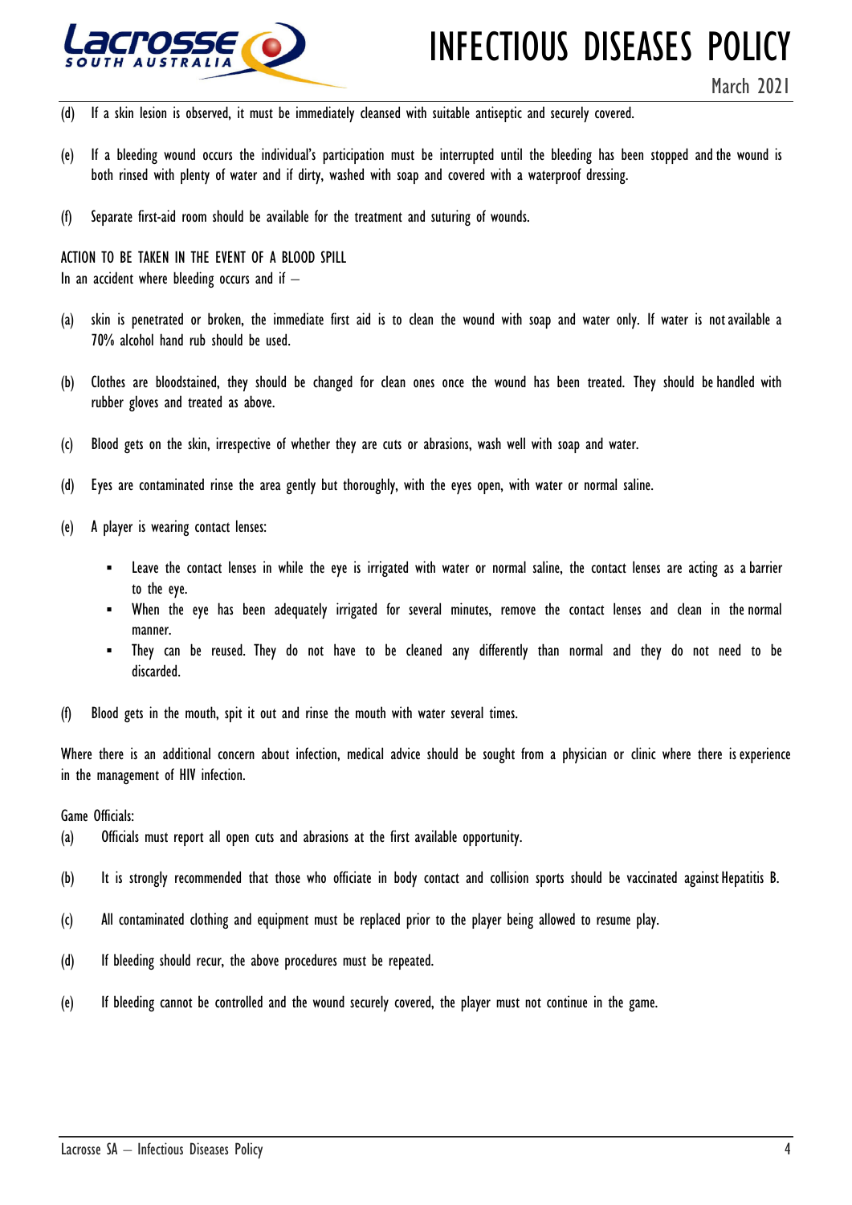(d) If a skin lesion is observed, it must be immediately cleansed with suitable antiseptic and securely covered.

(e) If a bleeding wound occurs the individual's participation must be interrupted until the bleeding has been stopped and the wound is both rinsed with plenty of water and if dirty, washed with soap and covered with a waterproof dressing.

(f) Separate first-aid room should be available for the treatment and suturing of wounds.

ACTION TO BE TAKEN IN THE EVENT OF A BLOOD SPILL

In an accident where bleeding occurs and if –

(a) skin is penetrated or broken, the immediate first aid is to clean the wound with soap and water only. If water is not available a 70% alcohol hand rub should be used.

(b) Clothes are bloodstained, they should be changed for clean ones once the wound has been treated. They should be handled with rubber gloves and treated as above.

(c) Blood gets on the skin, irrespective of whether they are cuts or abrasions, wash well with soap and water.

(d) Eyes are contaminated rinse the area gently but thoroughly, with the eyes open, with water or normal saline.

(e) A player is wearing contact lenses:

- Leave the contact lenses in while the eye is irrigated with water or normal saline, the contact lenses are acting as a barrier to the eye.
- When the eye has been adequately irrigated for several minutes, remove the contact lenses and clean in the normal manner.
- They can be reused. They do not have to be cleaned any differently than normal and they do not need to be discarded.

(f) Blood gets in the mouth, spit it out and rinse the mouth with water several times.

Where there is an additional concern about infection, medical advice should be sought from a physician or clinic where there is experience in the management of HIV infection.

Game Officials:

(a) Officials must report all open cuts and abrasions at the first available opportunity.

(b) It is strongly recommended that those who officiate in body contact and collision sports should be vaccinated against Hepatitis B.

(c) All contaminated clothing and equipment must be replaced prior to the player being allowed to resume play.

(d) If bleeding should recur, the above procedures must be repeated.

(e) If bleeding cannot be controlled and the wound securely covered, the player must not continue in the game.